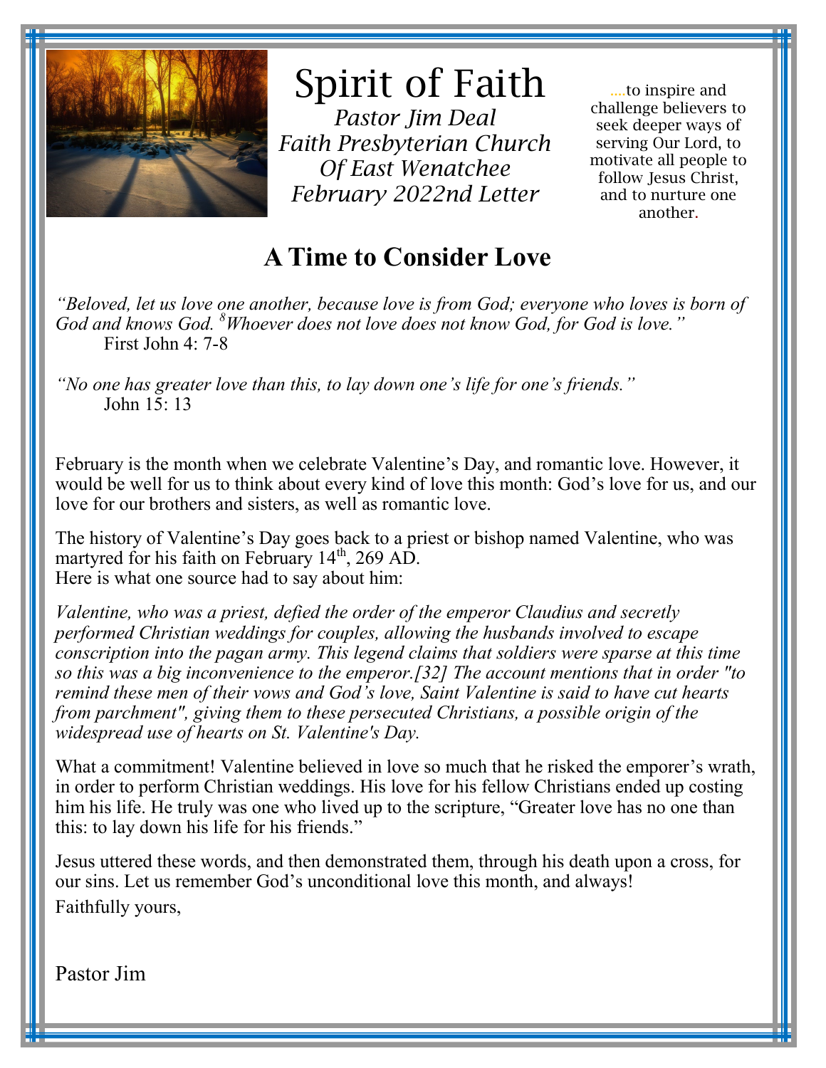# Spirit of Faith

*Pastor Jim Deal*
*Faith Presbyterian Church*
*Of East Wenatchee*
*February 2022nd Letter*

....to inspire and challenge believers to seek deeper ways of serving Our Lord, to motivate all people to follow Jesus Christ, and to nurture one another.

## A Time to Consider Love

*"Beloved, let us love one another, because love is from God; everyone who loves is born of God and knows God. [8]Whoever does not love does not know God, for God is love."*
First John 4: 7-8

*"No one has greater love than this, to lay down one's life for one's friends."*
John 15: 13

February is the month when we celebrate Valentine's Day, and romantic love. However, it would be well for us to think about every kind of love this month: God's love for us, and our love for our brothers and sisters, as well as romantic love.

The history of Valentine's Day goes back to a priest or bishop named Valentine, who was martyred for his faith on February 14th, 269 AD.
Here is what one source had to say about him:

*Valentine, who was a priest, defied the order of the emperor Claudius and secretly performed Christian weddings for couples, allowing the husbands involved to escape conscription into the pagan army. This legend claims that soldiers were sparse at this time so this was a big inconvenience to the emperor.[32] The account mentions that in order "to remind these men of their vows and God's love, Saint Valentine is said to have cut hearts from parchment", giving them to these persecuted Christians, a possible origin of the widespread use of hearts on St. Valentine's Day.*

What a commitment! Valentine believed in love so much that he risked the emporer's wrath, in order to perform Christian weddings. His love for his fellow Christians ended up costing him his life. He truly was one who lived up to the scripture, "Greater love has no one than this: to lay down his life for his friends."

Jesus uttered these words, and then demonstrated them, through his death upon a cross, for our sins. Let us remember God's unconditional love this month, and always!

Faithfully yours,

Pastor Jim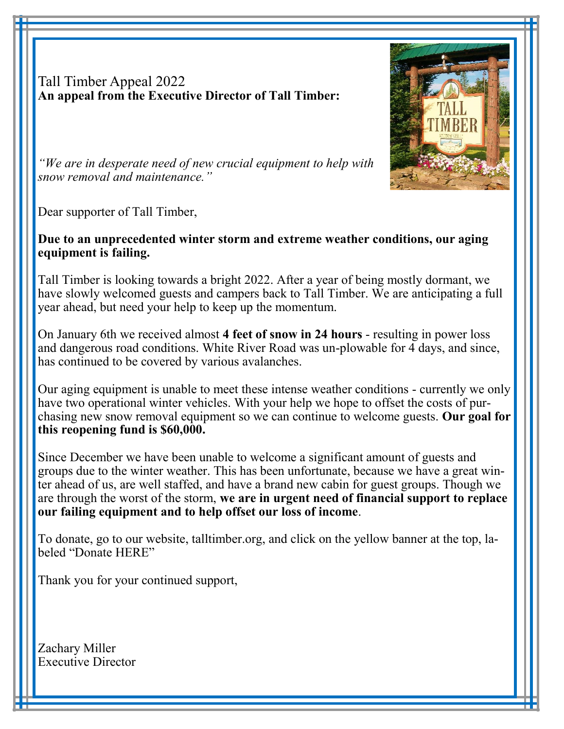Tall Timber Appeal 2022

**An appeal from the Executive Director of Tall Timber:**

*"We are in desperate need of new crucial equipment to help with snow removal and maintenance."*

Dear supporter of Tall Timber,

**Due to an unprecedented winter storm and extreme weather conditions, our aging equipment is failing.**

Tall Timber is looking towards a bright 2022. After a year of being mostly dormant, we have slowly welcomed guests and campers back to Tall Timber. We are anticipating a full year ahead, but need your help to keep up the momentum.

On January 6th we received almost **4 feet of snow in 24 hours** - resulting in power loss and dangerous road conditions. White River Road was un-plowable for 4 days, and since, has continued to be covered by various avalanches.

Our aging equipment is unable to meet these intense weather conditions - currently we only have two operational winter vehicles. With your help we hope to offset the costs of purchasing new snow removal equipment so we can continue to welcome guests. **Our goal for this reopening fund is $60,000.**

Since December we have been unable to welcome a significant amount of guests and groups due to the winter weather. This has been unfortunate, because we have a great winter ahead of us, are well staffed, and have a brand new cabin for guest groups. Though we are through the worst of the storm, **we are in urgent need of financial support to replace our failing equipment and to help offset our loss of income**.

To donate, go to our website, talltimber.org, and click on the yellow banner at the top, labeled "Donate HERE"

Thank you for your continued support,

Zachary Miller
Executive Director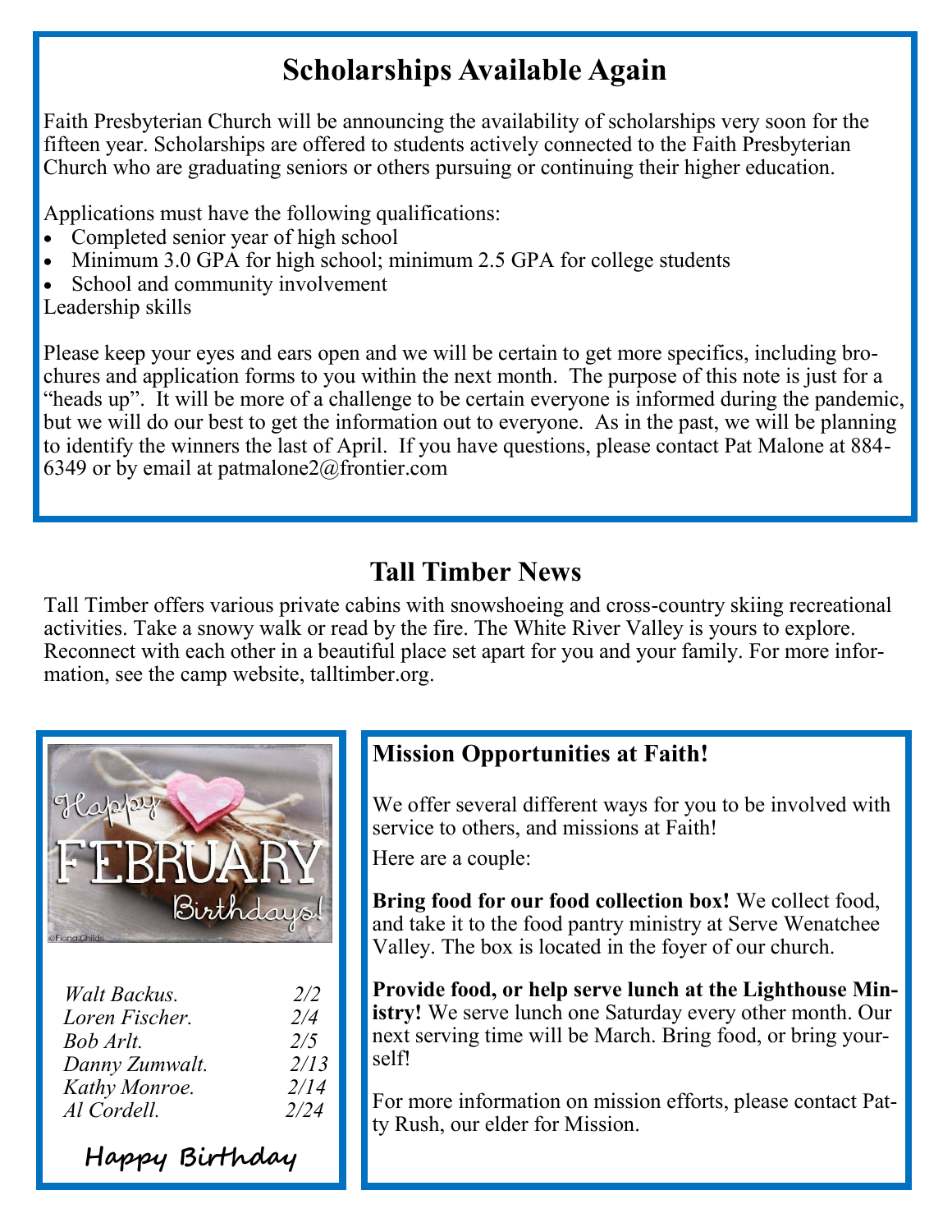## Scholarships Available Again

Faith Presbyterian Church will be announcing the availability of scholarships very soon for the fifteen year. Scholarships are offered to students actively connected to the Faith Presbyterian Church who are graduating seniors or others pursuing or continuing their higher education.

Applications must have the following qualifications:

- Completed senior year of high school
- Minimum 3.0 GPA for high school; minimum 2.5 GPA for college students
- School and community involvement

Leadership skills

Please keep your eyes and ears open and we will be certain to get more specifics, including brochures and application forms to you within the next month. The purpose of this note is just for a "heads up". It will be more of a challenge to be certain everyone is informed during the pandemic, but we will do our best to get the information out to everyone. As in the past, we will be planning to identify the winners the last of April. If you have questions, please contact Pat Malone at 884-6349 or by email at patmalone2@frontier.com

## Tall Timber News

Tall Timber offers various private cabins with snowshoeing and cross-country skiing recreational activities. Take a snowy walk or read by the fire. The White River Valley is yours to explore. Reconnect with each other in a beautiful place set apart for you and your family. For more information, see the camp website, talltimber.org.

### Happy February Birthdays!

| | |
|---|---|
| *Walt Backus.* | *2/2* |
| *Loren Fischer.* | *2/4* |
| *Bob Arlt.* | *2/5* |
| *Danny Zumwalt.* | *2/13* |
| *Kathy Monroe.* | *2/14* |
| *Al Cordell.* | *2/24* |

**Happy Birthday**

### Mission Opportunities at Faith!

We offer several different ways for you to be involved with service to others, and missions at Faith!

Here are a couple:

**Bring food for our food collection box!** We collect food, and take it to the food pantry ministry at Serve Wenatchee Valley. The box is located in the foyer of our church.

**Provide food, or help serve lunch at the Lighthouse Ministry!** We serve lunch one Saturday every other month. Our next serving time will be March. Bring food, or bring yourself!

For more information on mission efforts, please contact Patty Rush, our elder for Mission.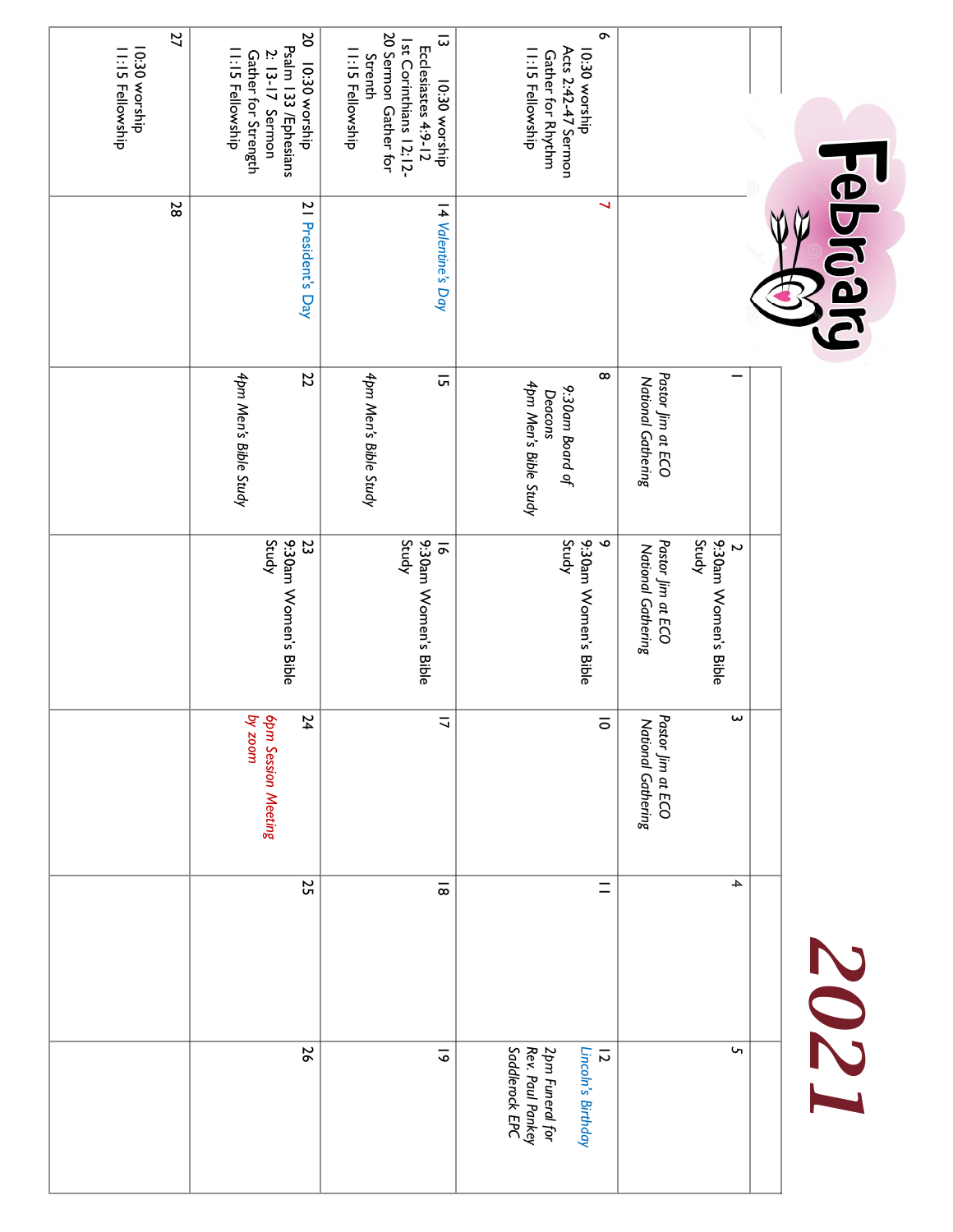# February 2021

| Sunday | Monday | Tuesday | Wednesday | Thursday | Friday | Saturday |
|---|---|---|---|---|---|---|
| | 1 *Pastor Jim at ECO National Gathering* | 2 9:30am Women's Bible Study *Pastor Jim at ECO National Gathering* | 3 *Pastor Jim at ECO National Gathering* | 4 | 5 | |
| 6 10:30 worship Acts 2:42-47 Sermon Gather for Rhythm 11:15 Fellowship | 7 | 8 *9:30am Board of Deacons* *4pm Men's Bible Study* | 9 9:30am Women's Bible Study | 10 | 11 | 12 *Lincoln's Birthday* *2pm Funeral for Rev. Paul Pankey Saddlerock EPC* |
| 13 10:30 worship Ecclesiastes 4:9-12 1st Corinthians 12:12-20 Sermon Gather for Strenth 11:15 Fellowship | 14 *Valentine's Day* | 15 *4pm Men's Bible Study* | 16 9:30am Women's Bible Study | 17 | 18 | 19 |
| 20 10:30 worship Psalm 133 /Ephesians 2: 13-17 Sermon Gather for Strength 11:15 Fellowship | 21 *President's Day* | 22 *4pm Men's Bible Study* | 23 9:30am Women's Bible Study | 24 *6pm Session Meeting by zoom* | 25 | 26 |
| 27 10:30 worship 11:15 Fellowship | 28 | | | | | |